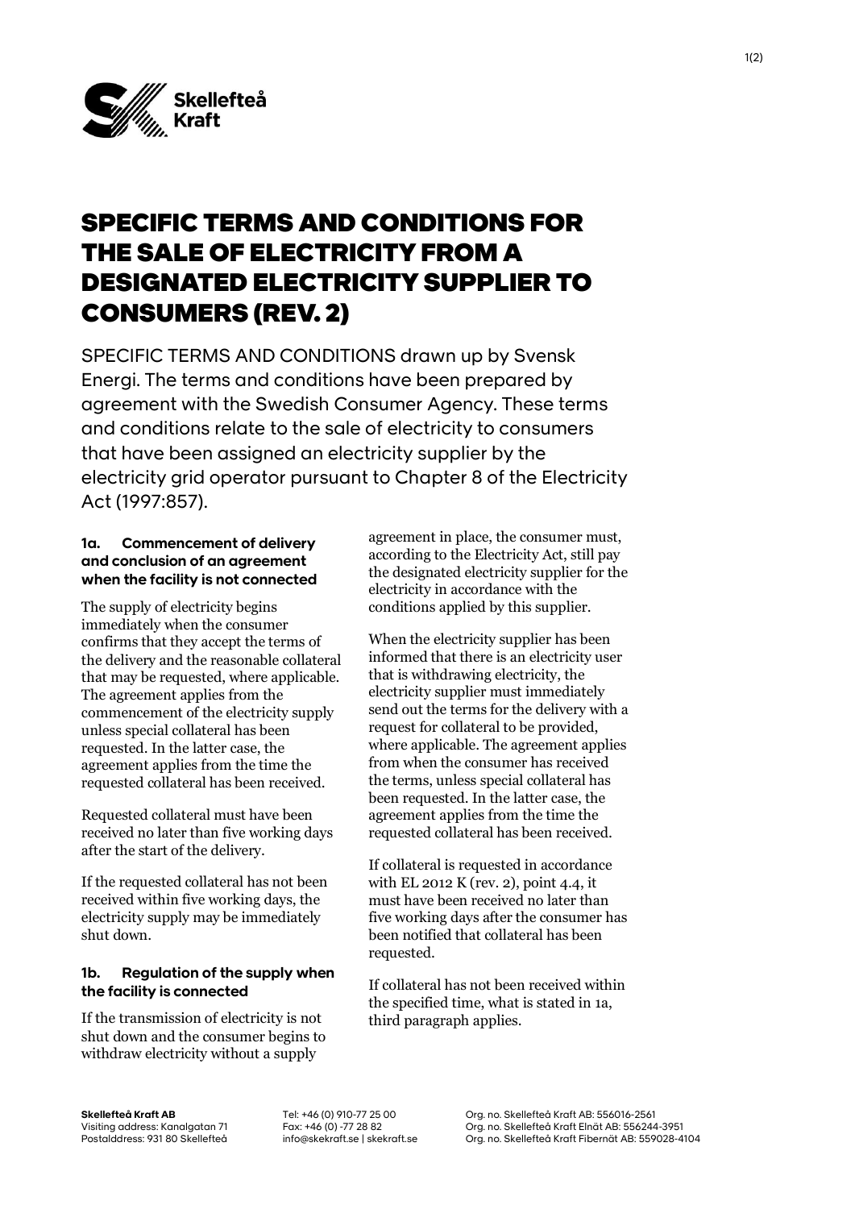# SPECIFIC TERMS AND CONDITIONS FOR THE SALE OF ELECTRICITY FROM A DESIGNATED ELECTRICITY SUPPLIER TO CONSUMERS (REV. 2)

SPECIFIC TERMS AND CONDITIONS drawn up by Svensk Energi. The terms and conditions have been prepared by agreement with the Swedish Consumer Agency. These terms and conditions relate to the sale of electricity to consumers that have been assigned an electricity supplier by the electricity grid operator pursuant to Chapter 8 of the Electricity Act (1997:857).

### 1a. Commencement of delivery and conclusion of an agreement when the facility is not connected

The supply of electricity begins immediately when the consumer confirms that they accept the terms of the delivery and the reasonable collateral that may be requested, where applicable. The agreement applies from the commencement of the electricity supply unless special collateral has been requested. In the latter case, the agreement applies from the time the requested collateral has been received.

Requested collateral must have been received no later than five working days after the start of the delivery.

If the requested collateral has not been received within five working days, the electricity supply may be immediately shut down.

### 1b. Regulation of the supply when the facility is connected

If the transmission of electricity is not shut down and the consumer begins to withdraw electricity without a supply agreement in place, the consumer must, according to the Electricity Act, still pay the designated electricity supplier for the electricity in accordance with the conditions applied by this supplier.

When the electricity supplier has been informed that there is an electricity user that is withdrawing electricity, the electricity supplier must immediately send out the terms for the delivery with a request for collateral to be provided, where applicable. The agreement applies from when the consumer has received the terms, unless special collateral has been requested. In the latter case, the agreement applies from the time the requested collateral has been received.

If collateral is requested in accordance with EL 2012 K (rev. 2), point 4.4, it must have been received no later than five working days after the consumer has been notified that collateral has been requested.

If collateral has not been received within the specified time, what is stated in 1a, third paragraph applies.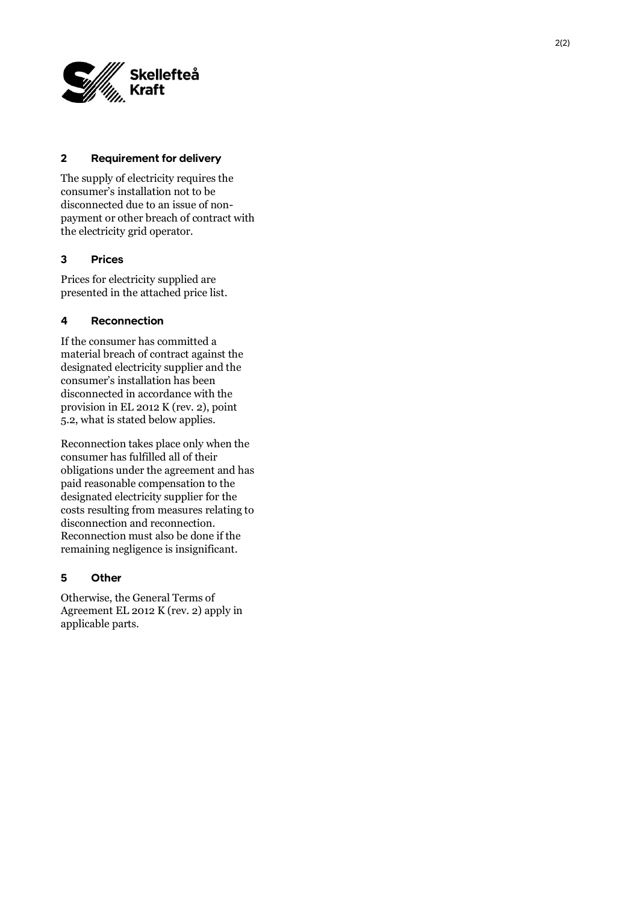## 2 Requirement for delivery

The supply of electricity requires the consumer's installation not to be disconnected due to an issue of non-payment or other breach of contract with the electricity grid operator.

## 3 Prices

Prices for electricity supplied are presented in the attached price list.

## 4 Reconnection

If the consumer has committed a material breach of contract against the designated electricity supplier and the consumer's installation has been disconnected in accordance with the provision in EL 2012 K (rev. 2), point 5.2, what is stated below applies.

Reconnection takes place only when the consumer has fulfilled all of their obligations under the agreement and has paid reasonable compensation to the designated electricity supplier for the costs resulting from measures relating to disconnection and reconnection. Reconnection must also be done if the remaining negligence is insignificant.

## 5 Other

Otherwise, the General Terms of Agreement EL 2012 K (rev. 2) apply in applicable parts.